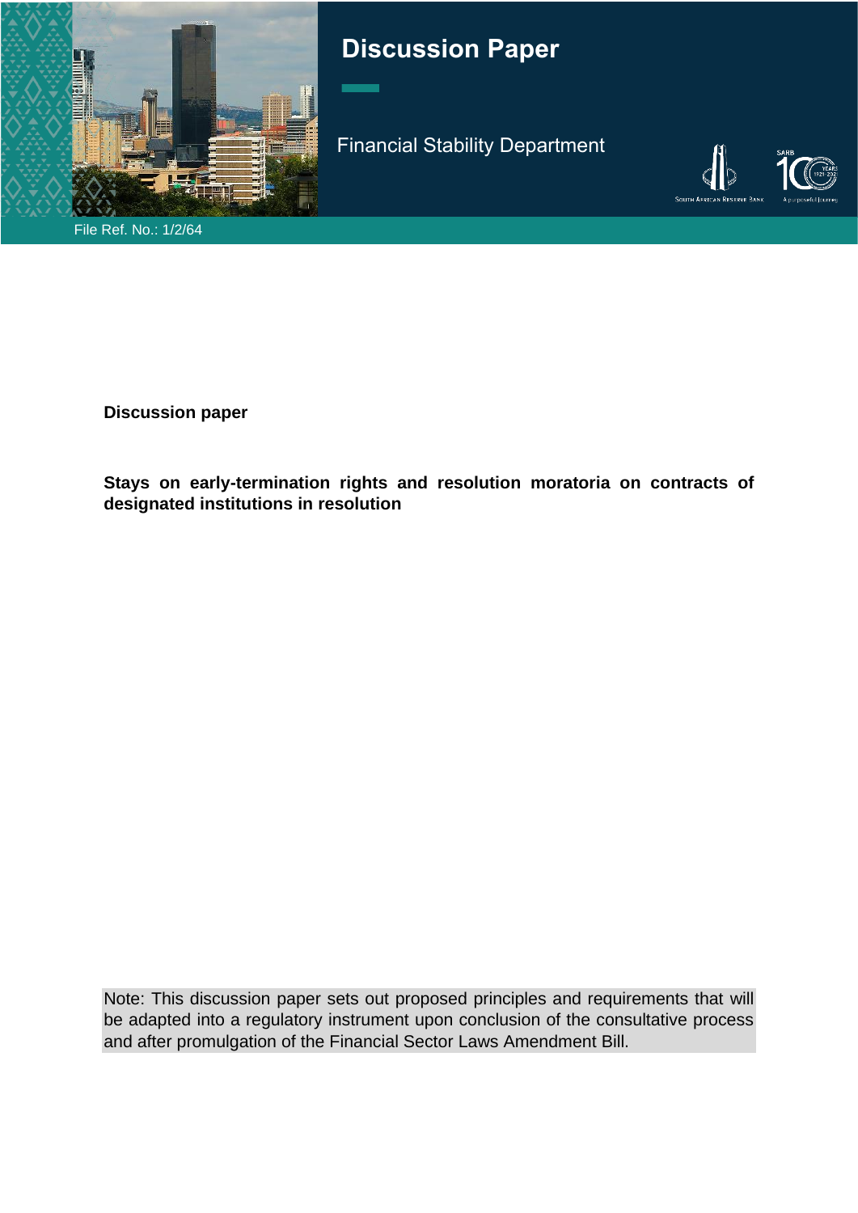# Discussion Paper

Financial Stability Department

File Ref. No.: 1/2/64

**Discussion paper**

**Stays on early-termination rights and resolution moratoria on contracts of designated institutions in resolution**

Note: This discussion paper sets out proposed principles and requirements that will be adapted into a regulatory instrument upon conclusion of the consultative process and after promulgation of the Financial Sector Laws Amendment Bill.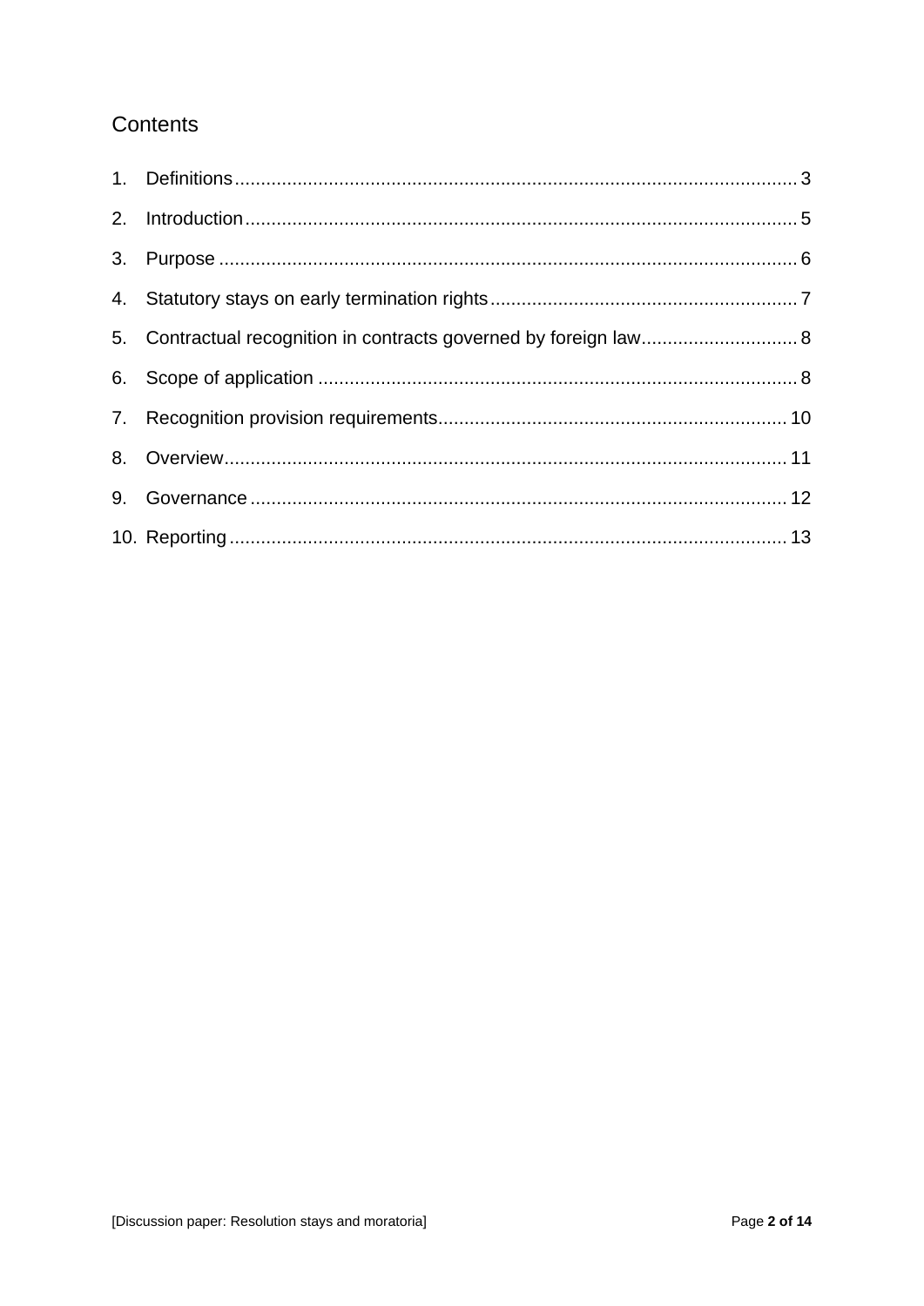## Contents

1. Definitions ........................................................................................................ 3
2. Introduction ...................................................................................................... 5
3. Purpose ............................................................................................................ 6
4. Statutory stays on early termination rights ......................................................... 7
5. Contractual recognition in contracts governed by foreign law ............................. 8
6. Scope of application ........................................................................................... 8
7. Recognition provision requirements .................................................................. 10
8. Overview ........................................................................................................... 11
9. Governance ....................................................................................................... 12
10. Reporting ......................................................................................................... 13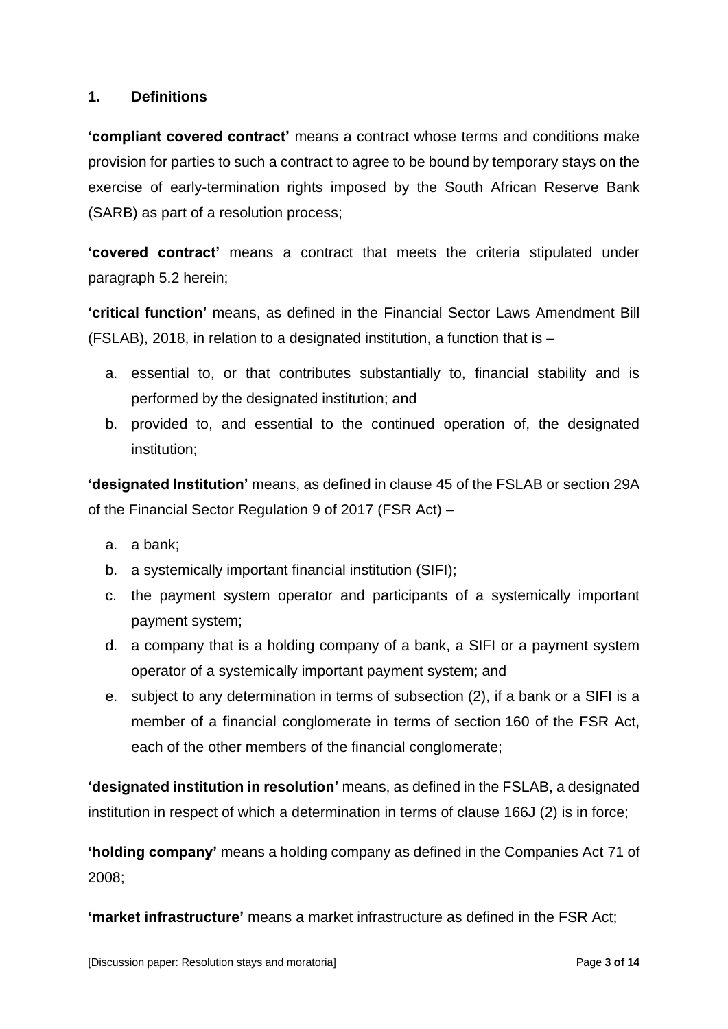## 1. Definitions

**'compliant covered contract'** means a contract whose terms and conditions make provision for parties to such a contract to agree to be bound by temporary stays on the exercise of early-termination rights imposed by the South African Reserve Bank (SARB) as part of a resolution process;

**'covered contract'** means a contract that meets the criteria stipulated under paragraph 5.2 herein;

**'critical function'** means, as defined in the Financial Sector Laws Amendment Bill (FSLAB), 2018, in relation to a designated institution, a function that is –

a. essential to, or that contributes substantially to, financial stability and is performed by the designated institution; and
b. provided to, and essential to the continued operation of, the designated institution;

**'designated Institution'** means, as defined in clause 45 of the FSLAB or section 29A of the Financial Sector Regulation 9 of 2017 (FSR Act) –

a. a bank;
b. a systemically important financial institution (SIFI);
c. the payment system operator and participants of a systemically important payment system;
d. a company that is a holding company of a bank, a SIFI or a payment system operator of a systemically important payment system; and
e. subject to any determination in terms of subsection (2), if a bank or a SIFI is a member of a financial conglomerate in terms of section 160 of the FSR Act, each of the other members of the financial conglomerate;

**'designated institution in resolution'** means, as defined in the FSLAB, a designated institution in respect of which a determination in terms of clause 166J (2) is in force;

**'holding company'** means a holding company as defined in the Companies Act 71 of 2008;

**'market infrastructure'** means a market infrastructure as defined in the FSR Act;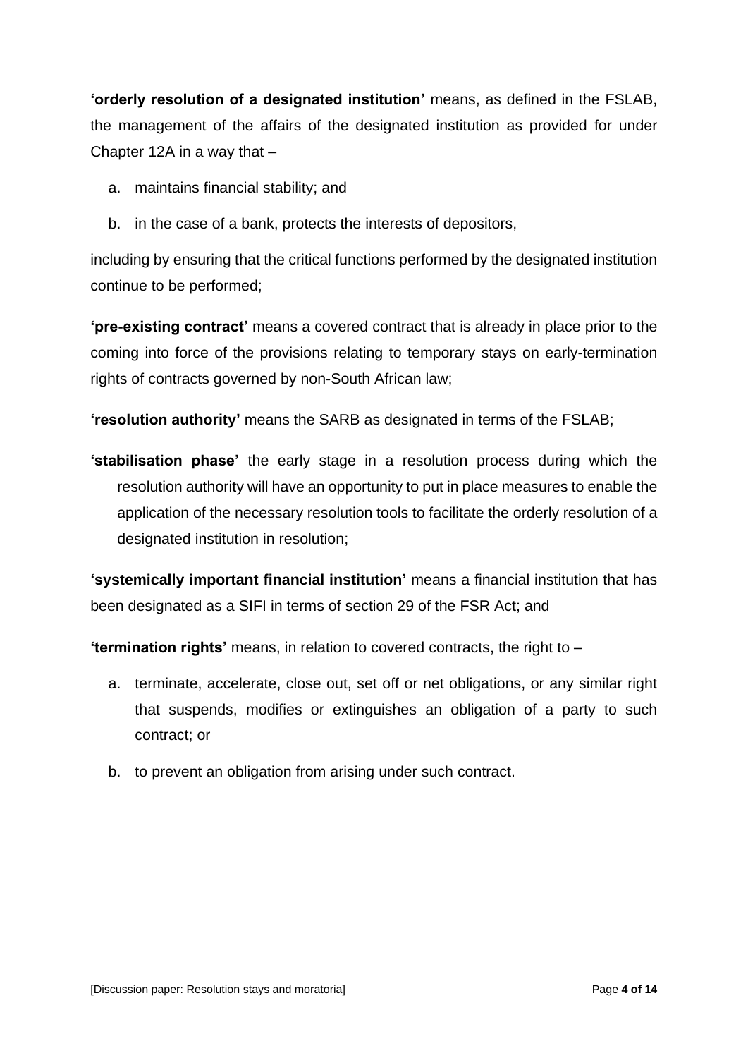**‘orderly resolution of a designated institution’** means, as defined in the FSLAB, the management of the affairs of the designated institution as provided for under Chapter 12A in a way that –

a. maintains financial stability; and

b. in the case of a bank, protects the interests of depositors,

including by ensuring that the critical functions performed by the designated institution continue to be performed;

**‘pre-existing contract’** means a covered contract that is already in place prior to the coming into force of the provisions relating to temporary stays on early-termination rights of contracts governed by non-South African law;

**‘resolution authority’** means the SARB as designated in terms of the FSLAB;

**‘stabilisation phase’** the early stage in a resolution process during which the resolution authority will have an opportunity to put in place measures to enable the application of the necessary resolution tools to facilitate the orderly resolution of a designated institution in resolution;

**‘systemically important financial institution’** means a financial institution that has been designated as a SIFI in terms of section 29 of the FSR Act; and

**‘termination rights’** means, in relation to covered contracts, the right to –

a. terminate, accelerate, close out, set off or net obligations, or any similar right that suspends, modifies or extinguishes an obligation of a party to such contract; or

b. to prevent an obligation from arising under such contract.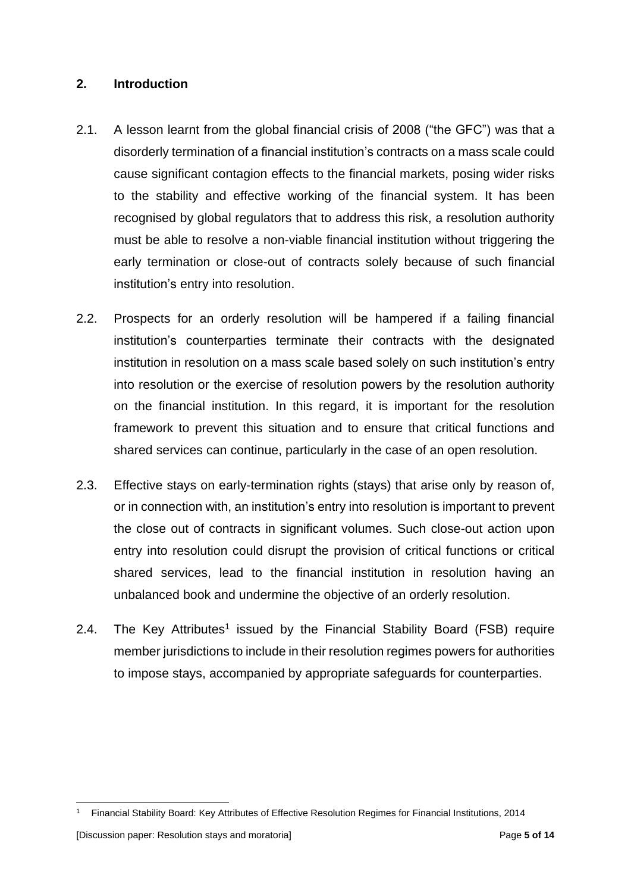## 2. Introduction

2.1. A lesson learnt from the global financial crisis of 2008 ("the GFC") was that a disorderly termination of a financial institution's contracts on a mass scale could cause significant contagion effects to the financial markets, posing wider risks to the stability and effective working of the financial system. It has been recognised by global regulators that to address this risk, a resolution authority must be able to resolve a non-viable financial institution without triggering the early termination or close-out of contracts solely because of such financial institution's entry into resolution.

2.2. Prospects for an orderly resolution will be hampered if a failing financial institution's counterparties terminate their contracts with the designated institution in resolution on a mass scale based solely on such institution's entry into resolution or the exercise of resolution powers by the resolution authority on the financial institution. In this regard, it is important for the resolution framework to prevent this situation and to ensure that critical functions and shared services can continue, particularly in the case of an open resolution.

2.3. Effective stays on early-termination rights (stays) that arise only by reason of, or in connection with, an institution's entry into resolution is important to prevent the close out of contracts in significant volumes. Such close-out action upon entry into resolution could disrupt the provision of critical functions or critical shared services, lead to the financial institution in resolution having an unbalanced book and undermine the objective of an orderly resolution.

2.4. The Key Attributes[1] issued by the Financial Stability Board (FSB) require member jurisdictions to include in their resolution regimes powers for authorities to impose stays, accompanied by appropriate safeguards for counterparties.

---

[1] Financial Stability Board: Key Attributes of Effective Resolution Regimes for Financial Institutions, 2014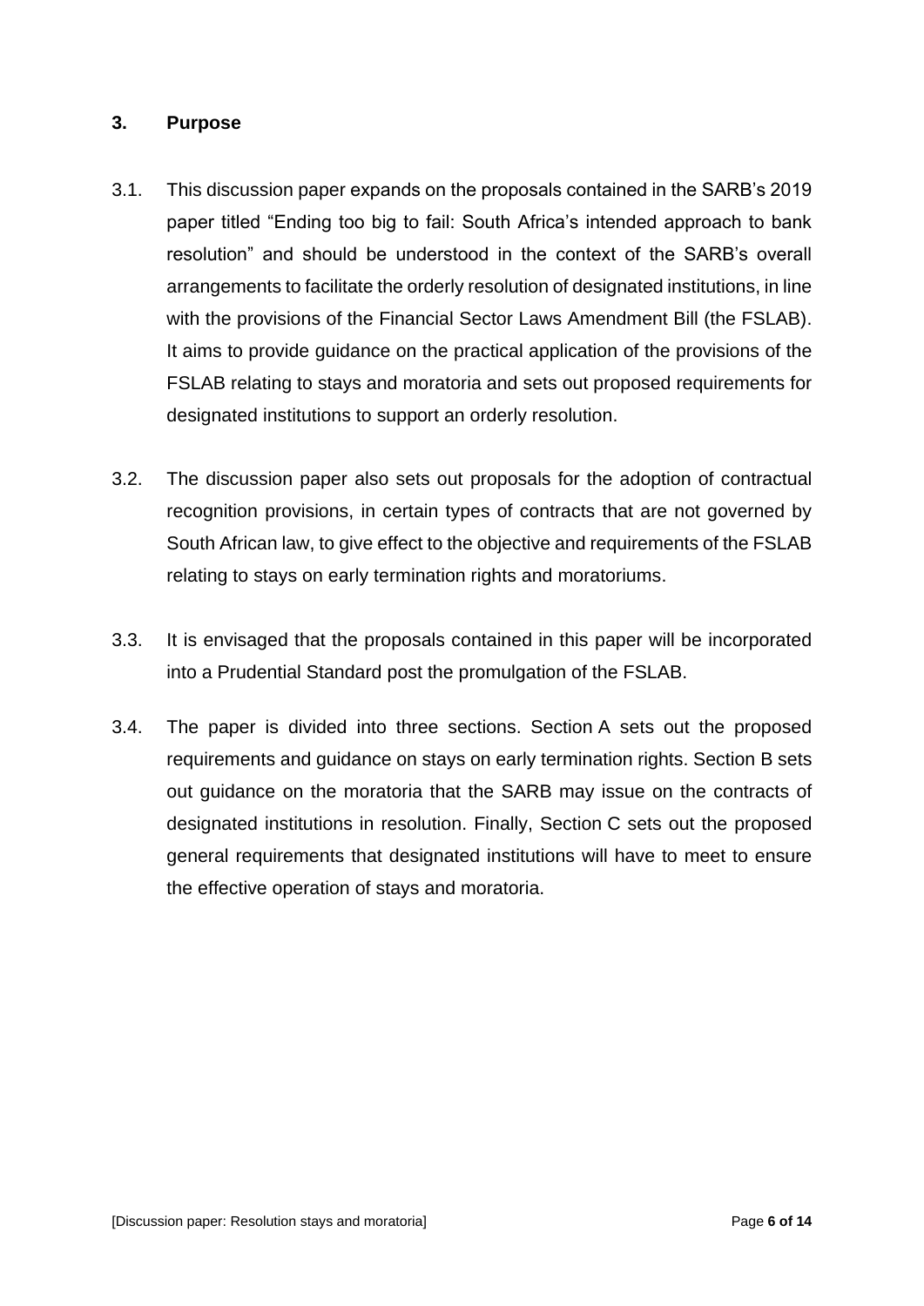## 3. Purpose

3.1. This discussion paper expands on the proposals contained in the SARB's 2019 paper titled "Ending too big to fail: South Africa's intended approach to bank resolution" and should be understood in the context of the SARB's overall arrangements to facilitate the orderly resolution of designated institutions, in line with the provisions of the Financial Sector Laws Amendment Bill (the FSLAB). It aims to provide guidance on the practical application of the provisions of the FSLAB relating to stays and moratoria and sets out proposed requirements for designated institutions to support an orderly resolution.

3.2. The discussion paper also sets out proposals for the adoption of contractual recognition provisions, in certain types of contracts that are not governed by South African law, to give effect to the objective and requirements of the FSLAB relating to stays on early termination rights and moratoriums.

3.3. It is envisaged that the proposals contained in this paper will be incorporated into a Prudential Standard post the promulgation of the FSLAB.

3.4. The paper is divided into three sections. Section A sets out the proposed requirements and guidance on stays on early termination rights. Section B sets out guidance on the moratoria that the SARB may issue on the contracts of designated institutions in resolution. Finally, Section C sets out the proposed general requirements that designated institutions will have to meet to ensure the effective operation of stays and moratoria.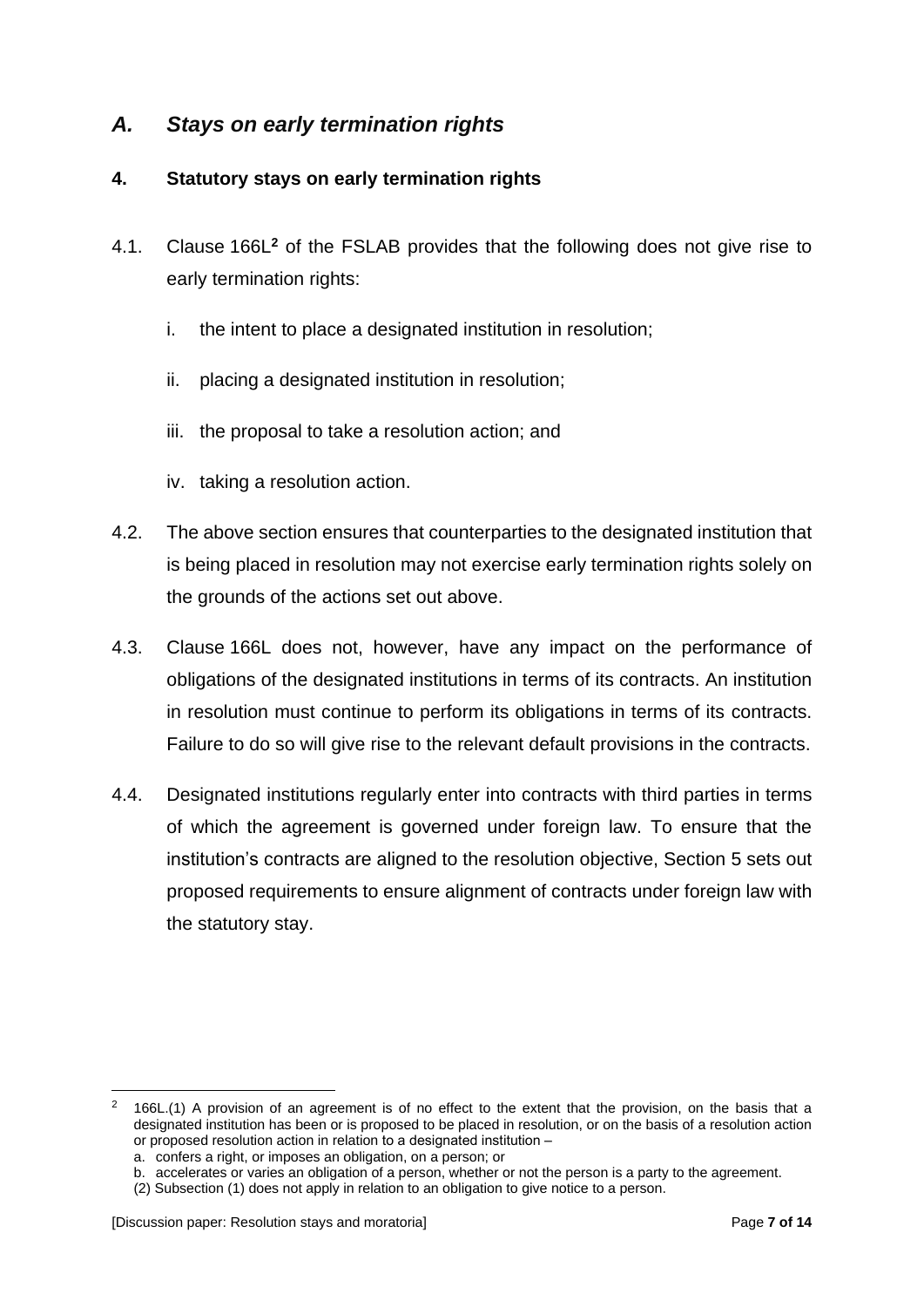## *A. Stays on early termination rights*

### 4. Statutory stays on early termination rights

4.1. Clause 166L[2] of the FSLAB provides that the following does not give rise to early termination rights:

i. the intent to place a designated institution in resolution;

ii. placing a designated institution in resolution;

iii. the proposal to take a resolution action; and

iv. taking a resolution action.

4.2. The above section ensures that counterparties to the designated institution that is being placed in resolution may not exercise early termination rights solely on the grounds of the actions set out above.

4.3. Clause 166L does not, however, have any impact on the performance of obligations of the designated institutions in terms of its contracts. An institution in resolution must continue to perform its obligations in terms of its contracts. Failure to do so will give rise to the relevant default provisions in the contracts.

4.4. Designated institutions regularly enter into contracts with third parties in terms of which the agreement is governed under foreign law. To ensure that the institution's contracts are aligned to the resolution objective, Section 5 sets out proposed requirements to ensure alignment of contracts under foreign law with the statutory stay.

---

[2] 166L.(1) A provision of an agreement is of no effect to the extent that the provision, on the basis that a designated institution has been or is proposed to be placed in resolution, or on the basis of a resolution action or proposed resolution action in relation to a designated institution –

a. confers a right, or imposes an obligation, on a person; or

b. accelerates or varies an obligation of a person, whether or not the person is a party to the agreement.

(2) Subsection (1) does not apply in relation to an obligation to give notice to a person.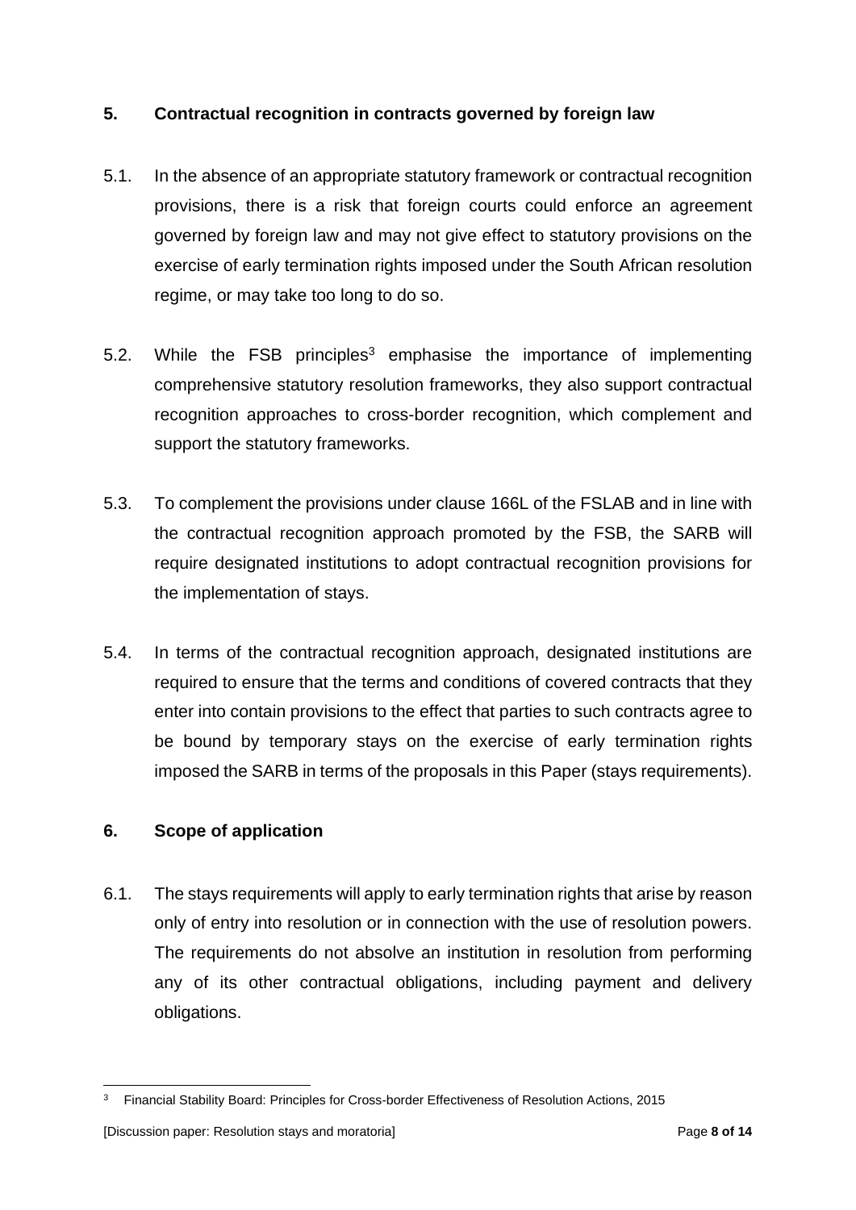## 5. Contractual recognition in contracts governed by foreign law

5.1. In the absence of an appropriate statutory framework or contractual recognition provisions, there is a risk that foreign courts could enforce an agreement governed by foreign law and may not give effect to statutory provisions on the exercise of early termination rights imposed under the South African resolution regime, or may take too long to do so.

5.2. While the FSB principles[3] emphasise the importance of implementing comprehensive statutory resolution frameworks, they also support contractual recognition approaches to cross-border recognition, which complement and support the statutory frameworks.

5.3. To complement the provisions under clause 166L of the FSLAB and in line with the contractual recognition approach promoted by the FSB, the SARB will require designated institutions to adopt contractual recognition provisions for the implementation of stays.

5.4. In terms of the contractual recognition approach, designated institutions are required to ensure that the terms and conditions of covered contracts that they enter into contain provisions to the effect that parties to such contracts agree to be bound by temporary stays on the exercise of early termination rights imposed the SARB in terms of the proposals in this Paper (stays requirements).

## 6. Scope of application

6.1. The stays requirements will apply to early termination rights that arise by reason only of entry into resolution or in connection with the use of resolution powers. The requirements do not absolve an institution in resolution from performing any of its other contractual obligations, including payment and delivery obligations.

[3] Financial Stability Board: Principles for Cross-border Effectiveness of Resolution Actions, 2015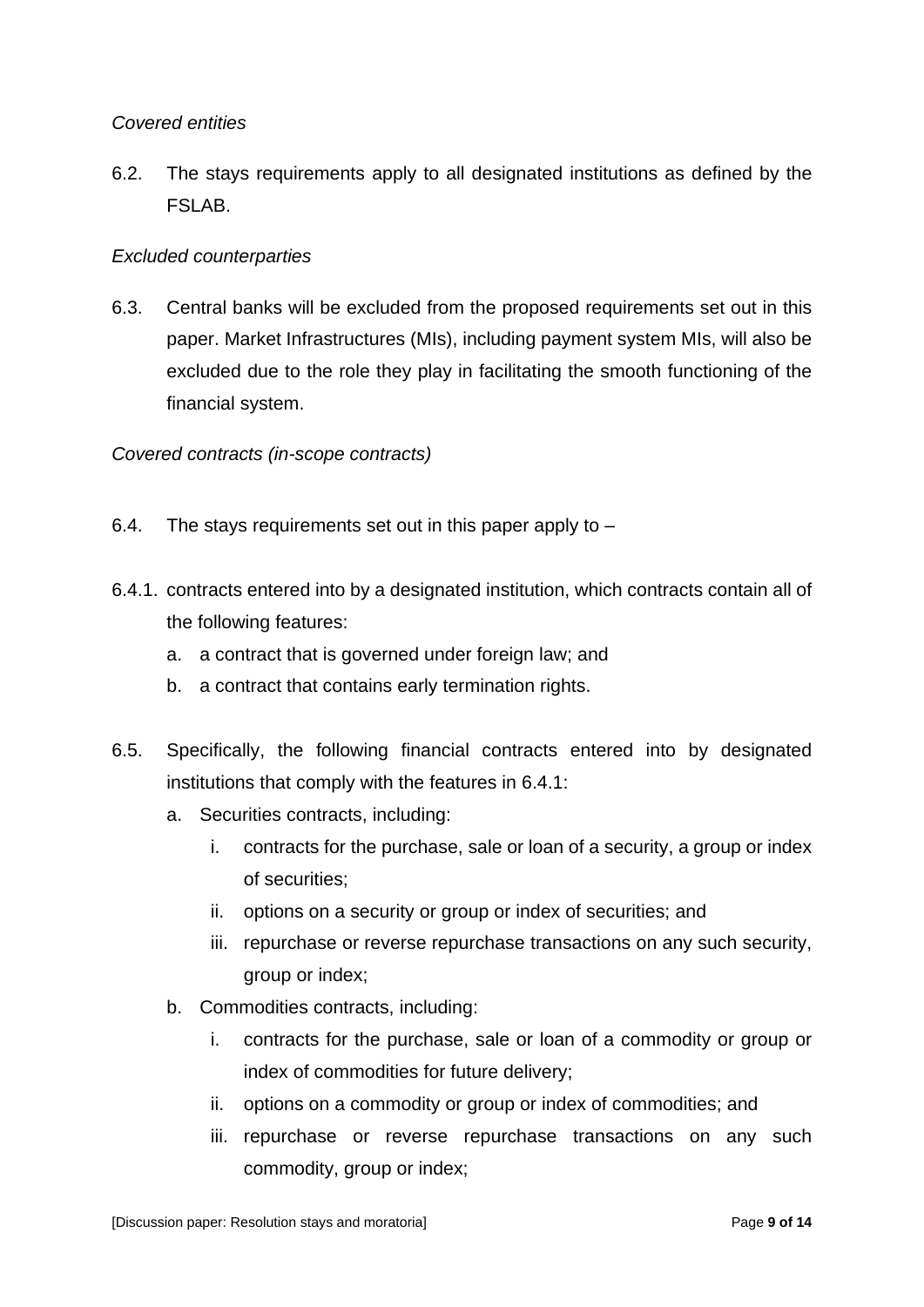*Covered entities*

6.2. The stays requirements apply to all designated institutions as defined by the FSLAB.

*Excluded counterparties*

6.3. Central banks will be excluded from the proposed requirements set out in this paper. Market Infrastructures (MIs), including payment system MIs, will also be excluded due to the role they play in facilitating the smooth functioning of the financial system.

*Covered contracts (in-scope contracts)*

6.4. The stays requirements set out in this paper apply to –

6.4.1. contracts entered into by a designated institution, which contracts contain all of the following features:

a. a contract that is governed under foreign law; and
b. a contract that contains early termination rights.

6.5. Specifically, the following financial contracts entered into by designated institutions that comply with the features in 6.4.1:

a. Securities contracts, including:
    i. contracts for the purchase, sale or loan of a security, a group or index of securities;
    ii. options on a security or group or index of securities; and
    iii. repurchase or reverse repurchase transactions on any such security, group or index;
b. Commodities contracts, including:
    i. contracts for the purchase, sale or loan of a commodity or group or index of commodities for future delivery;
    ii. options on a commodity or group or index of commodities; and
    iii. repurchase or reverse repurchase transactions on any such commodity, group or index;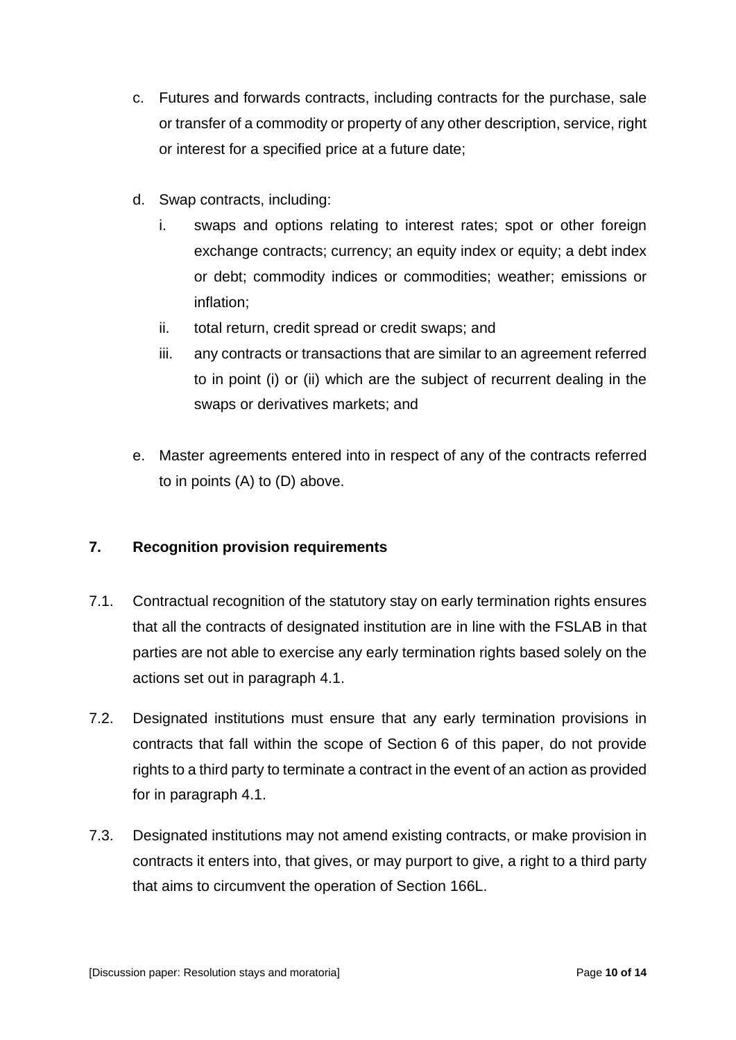c. Futures and forwards contracts, including contracts for the purchase, sale or transfer of a commodity or property of any other description, service, right or interest for a specified price at a future date;

d. Swap contracts, including:

   i. swaps and options relating to interest rates; spot or other foreign exchange contracts; currency; an equity index or equity; a debt index or debt; commodity indices or commodities; weather; emissions or inflation;

   ii. total return, credit spread or credit swaps; and

   iii. any contracts or transactions that are similar to an agreement referred to in point (i) or (ii) which are the subject of recurrent dealing in the swaps or derivatives markets; and

e. Master agreements entered into in respect of any of the contracts referred to in points (A) to (D) above.

## 7. Recognition provision requirements

7.1. Contractual recognition of the statutory stay on early termination rights ensures that all the contracts of designated institution are in line with the FSLAB in that parties are not able to exercise any early termination rights based solely on the actions set out in paragraph 4.1.

7.2. Designated institutions must ensure that any early termination provisions in contracts that fall within the scope of Section 6 of this paper, do not provide rights to a third party to terminate a contract in the event of an action as provided for in paragraph 4.1.

7.3. Designated institutions may not amend existing contracts, or make provision in contracts it enters into, that gives, or may purport to give, a right to a third party that aims to circumvent the operation of Section 166L.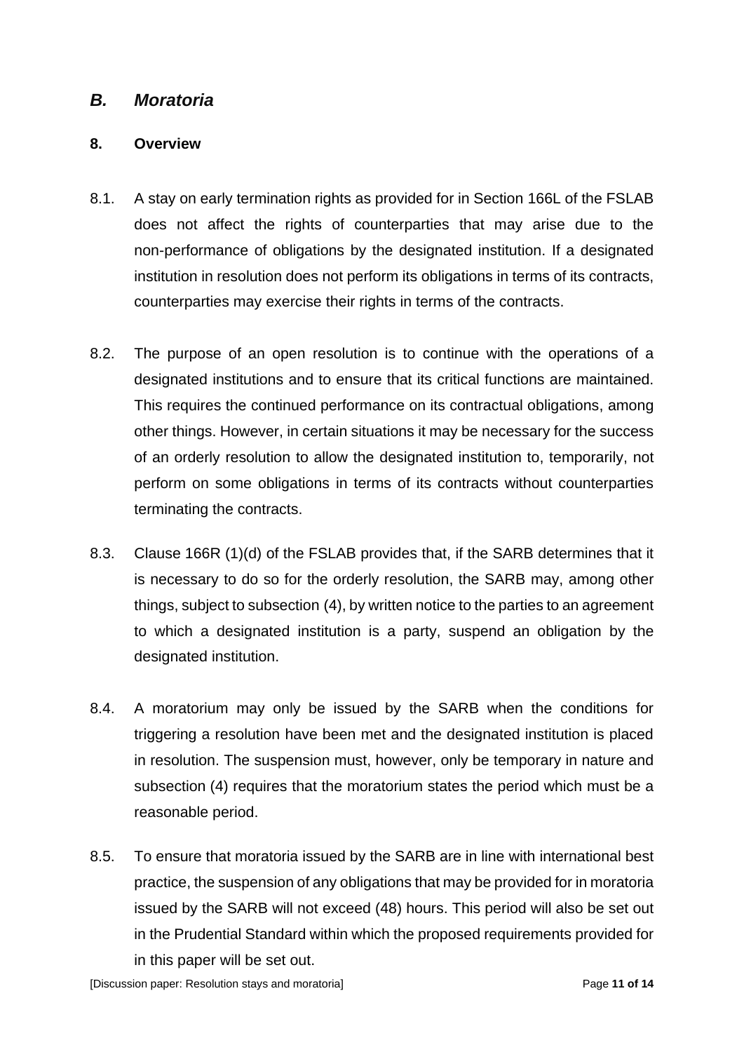## *B. Moratoria*

### 8. Overview

8.1. A stay on early termination rights as provided for in Section 166L of the FSLAB does not affect the rights of counterparties that may arise due to the non-performance of obligations by the designated institution. If a designated institution in resolution does not perform its obligations in terms of its contracts, counterparties may exercise their rights in terms of the contracts.

8.2. The purpose of an open resolution is to continue with the operations of a designated institutions and to ensure that its critical functions are maintained. This requires the continued performance on its contractual obligations, among other things. However, in certain situations it may be necessary for the success of an orderly resolution to allow the designated institution to, temporarily, not perform on some obligations in terms of its contracts without counterparties terminating the contracts.

8.3. Clause 166R (1)(d) of the FSLAB provides that, if the SARB determines that it is necessary to do so for the orderly resolution, the SARB may, among other things, subject to subsection (4), by written notice to the parties to an agreement to which a designated institution is a party, suspend an obligation by the designated institution.

8.4. A moratorium may only be issued by the SARB when the conditions for triggering a resolution have been met and the designated institution is placed in resolution. The suspension must, however, only be temporary in nature and subsection (4) requires that the moratorium states the period which must be a reasonable period.

8.5. To ensure that moratoria issued by the SARB are in line with international best practice, the suspension of any obligations that may be provided for in moratoria issued by the SARB will not exceed (48) hours. This period will also be set out in the Prudential Standard within which the proposed requirements provided for in this paper will be set out.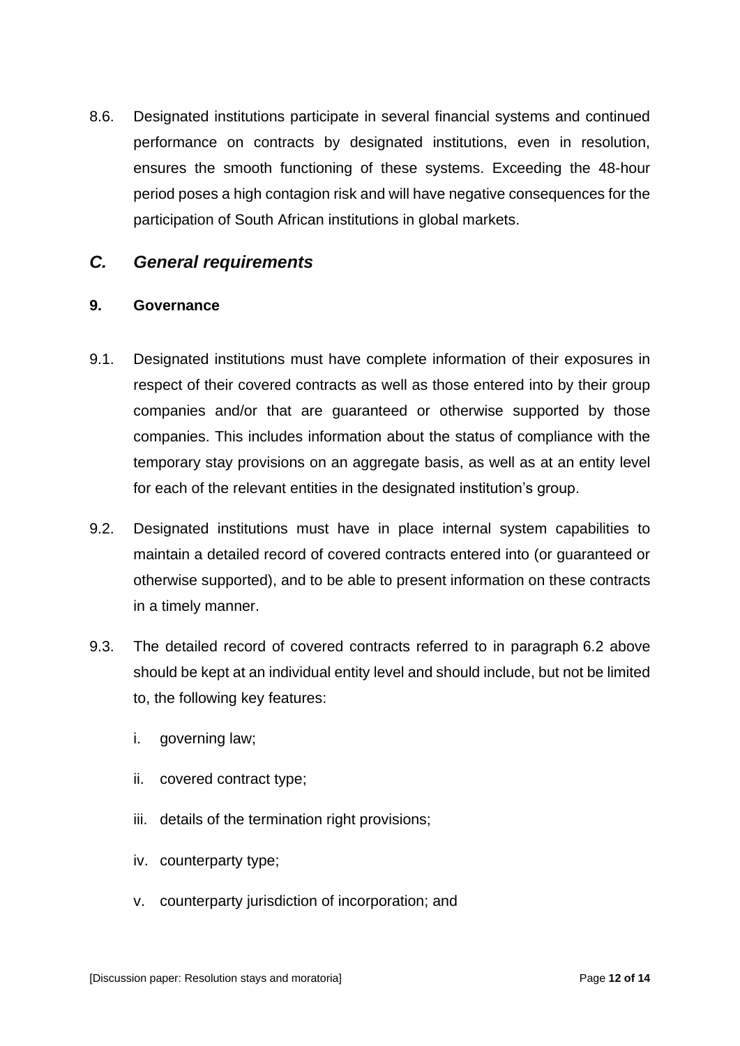8.6. Designated institutions participate in several financial systems and continued performance on contracts by designated institutions, even in resolution, ensures the smooth functioning of these systems. Exceeding the 48-hour period poses a high contagion risk and will have negative consequences for the participation of South African institutions in global markets.

## *C. General requirements*

### 9. Governance

9.1. Designated institutions must have complete information of their exposures in respect of their covered contracts as well as those entered into by their group companies and/or that are guaranteed or otherwise supported by those companies. This includes information about the status of compliance with the temporary stay provisions on an aggregate basis, as well as at an entity level for each of the relevant entities in the designated institution's group.

9.2. Designated institutions must have in place internal system capabilities to maintain a detailed record of covered contracts entered into (or guaranteed or otherwise supported), and to be able to present information on these contracts in a timely manner.

9.3. The detailed record of covered contracts referred to in paragraph 6.2 above should be kept at an individual entity level and should include, but not be limited to, the following key features:

i. governing law;

ii. covered contract type;

iii. details of the termination right provisions;

iv. counterparty type;

v. counterparty jurisdiction of incorporation; and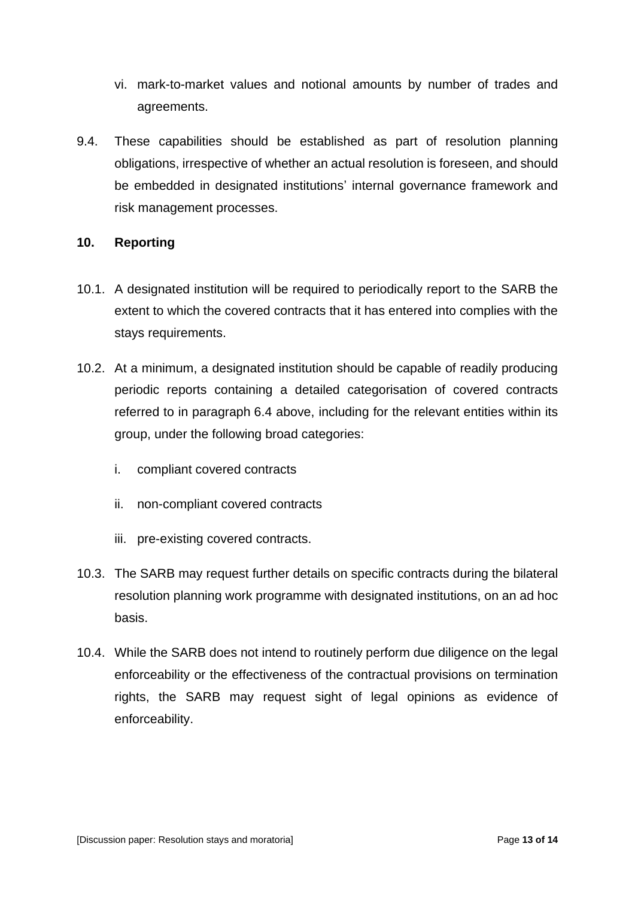vi. mark-to-market values and notional amounts by number of trades and agreements.

9.4. These capabilities should be established as part of resolution planning obligations, irrespective of whether an actual resolution is foreseen, and should be embedded in designated institutions' internal governance framework and risk management processes.

## 10. Reporting

10.1. A designated institution will be required to periodically report to the SARB the extent to which the covered contracts that it has entered into complies with the stays requirements.

10.2. At a minimum, a designated institution should be capable of readily producing periodic reports containing a detailed categorisation of covered contracts referred to in paragraph 6.4 above, including for the relevant entities within its group, under the following broad categories:

i. compliant covered contracts

ii. non-compliant covered contracts

iii. pre-existing covered contracts.

10.3. The SARB may request further details on specific contracts during the bilateral resolution planning work programme with designated institutions, on an ad hoc basis.

10.4. While the SARB does not intend to routinely perform due diligence on the legal enforceability or the effectiveness of the contractual provisions on termination rights, the SARB may request sight of legal opinions as evidence of enforceability.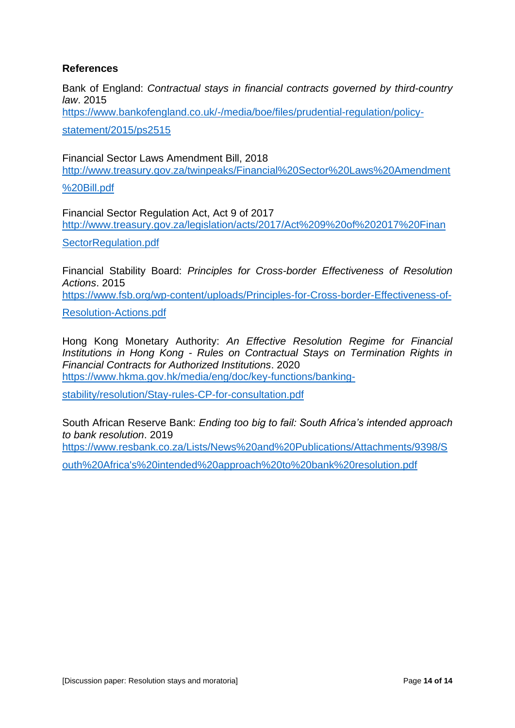## References

Bank of England: *Contractual stays in financial contracts governed by third-country law*. 2015
https://www.bankofengland.co.uk/-/media/boe/files/prudential-regulation/policy-statement/2015/ps2515

Financial Sector Laws Amendment Bill, 2018
http://www.treasury.gov.za/twinpeaks/Financial%20Sector%20Laws%20Amendment%20Bill.pdf

Financial Sector Regulation Act, Act 9 of 2017
http://www.treasury.gov.za/legislation/acts/2017/Act%209%20of%202017%20FinanSectorRegulation.pdf

Financial Stability Board: *Principles for Cross-border Effectiveness of Resolution Actions*. 2015
https://www.fsb.org/wp-content/uploads/Principles-for-Cross-border-Effectiveness-of-Resolution-Actions.pdf

Hong Kong Monetary Authority: *An Effective Resolution Regime for Financial Institutions in Hong Kong - Rules on Contractual Stays on Termination Rights in Financial Contracts for Authorized Institutions*. 2020
https://www.hkma.gov.hk/media/eng/doc/key-functions/banking-stability/resolution/Stay-rules-CP-for-consultation.pdf

South African Reserve Bank: *Ending too big to fail: South Africa's intended approach to bank resolution*. 2019
https://www.resbank.co.za/Lists/News%20and%20Publications/Attachments/9398/South%20Africa's%20intended%20approach%20to%20bank%20resolution.pdf